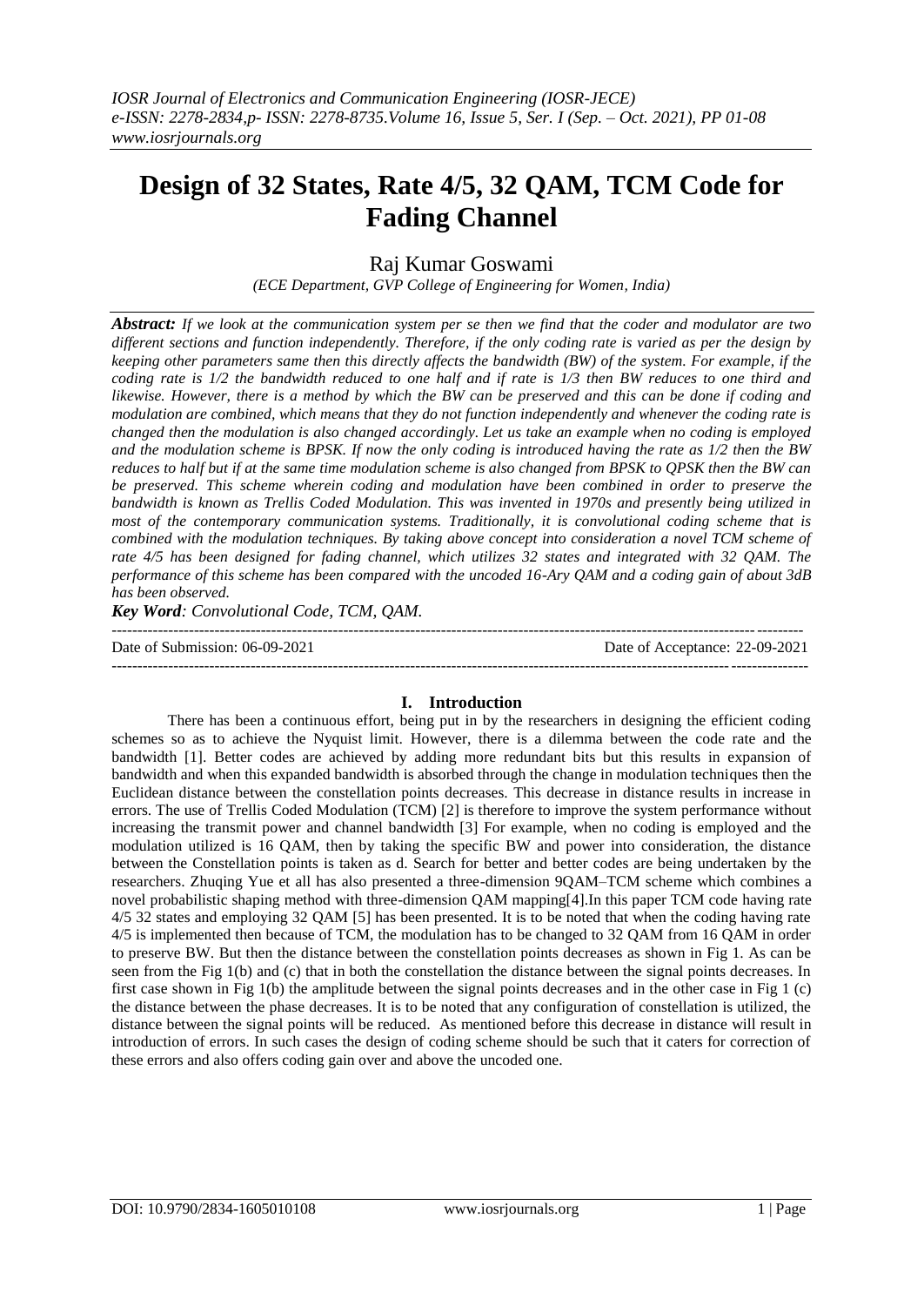# Design of 32 States, Rate 4/5, 32 QAM, TCM Code for Fading Channel

Raj Kumar Goswami

*(ECE Department, GVP College of Engineering for Women, India)*

***Abstract:*** *If we look at the communication system per se then we find that the coder and modulator are two different sections and function independently. Therefore, if the only coding rate is varied as per the design by keeping other parameters same then this directly affects the bandwidth (BW) of the system. For example, if the coding rate is 1/2 the bandwidth reduced to one half and if rate is 1/3 then BW reduces to one third and likewise. However, there is a method by which the BW can be preserved and this can be done if coding and modulation are combined, which means that they do not function independently and whenever the coding rate is changed then the modulation is also changed accordingly. Let us take an example when no coding is employed and the modulation scheme is BPSK. If now the only coding is introduced having the rate as 1/2 then the BW reduces to half but if at the same time modulation scheme is also changed from BPSK to QPSK then the BW can be preserved. This scheme wherein coding and modulation have been combined in order to preserve the bandwidth is known as Trellis Coded Modulation. This was invented in 1970s and presently being utilized in most of the contemporary communication systems. Traditionally, it is convolutional coding scheme that is combined with the modulation techniques. By taking above concept into consideration a novel TCM scheme of rate 4/5 has been designed for fading channel, which utilizes 32 states and integrated with 32 QAM. The performance of this scheme has been compared with the uncoded 16-Ary QAM and a coding gain of about 3dB has been observed.*

***Key Word****: Convolutional Code, TCM, QAM.*

---

Date of Submission: 06-09-2021 Date of Acceptance: 22-09-2021

---

## I. Introduction

There has been a continuous effort, being put in by the researchers in designing the efficient coding schemes so as to achieve the Nyquist limit. However, there is a dilemma between the code rate and the bandwidth [1]. Better codes are achieved by adding more redundant bits but this results in expansion of bandwidth and when this expanded bandwidth is absorbed through the change in modulation techniques then the Euclidean distance between the constellation points decreases. This decrease in distance results in increase in errors. The use of Trellis Coded Modulation (TCM) [2] is therefore to improve the system performance without increasing the transmit power and channel bandwidth [3] For example, when no coding is employed and the modulation utilized is 16 QAM, then by taking the specific BW and power into consideration, the distance between the Constellation points is taken as d. Search for better and better codes are being undertaken by the researchers. Zhuqing Yue et all has also presented a three-dimension 9QAM–TCM scheme which combines a novel probabilistic shaping method with three-dimension QAM mapping[4].In this paper TCM code having rate 4/5 32 states and employing 32 QAM [5] has been presented. It is to be noted that when the coding having rate 4/5 is implemented then because of TCM, the modulation has to be changed to 32 QAM from 16 QAM in order to preserve BW. But then the distance between the constellation points decreases as shown in Fig 1. As can be seen from the Fig 1(b) and (c) that in both the constellation the distance between the signal points decreases. In first case shown in Fig 1(b) the amplitude between the signal points decreases and in the other case in Fig 1 (c) the distance between the phase decreases. It is to be noted that any configuration of constellation is utilized, the distance between the signal points will be reduced. As mentioned before this decrease in distance will result in introduction of errors. In such cases the design of coding scheme should be such that it caters for correction of these errors and also offers coding gain over and above the uncoded one.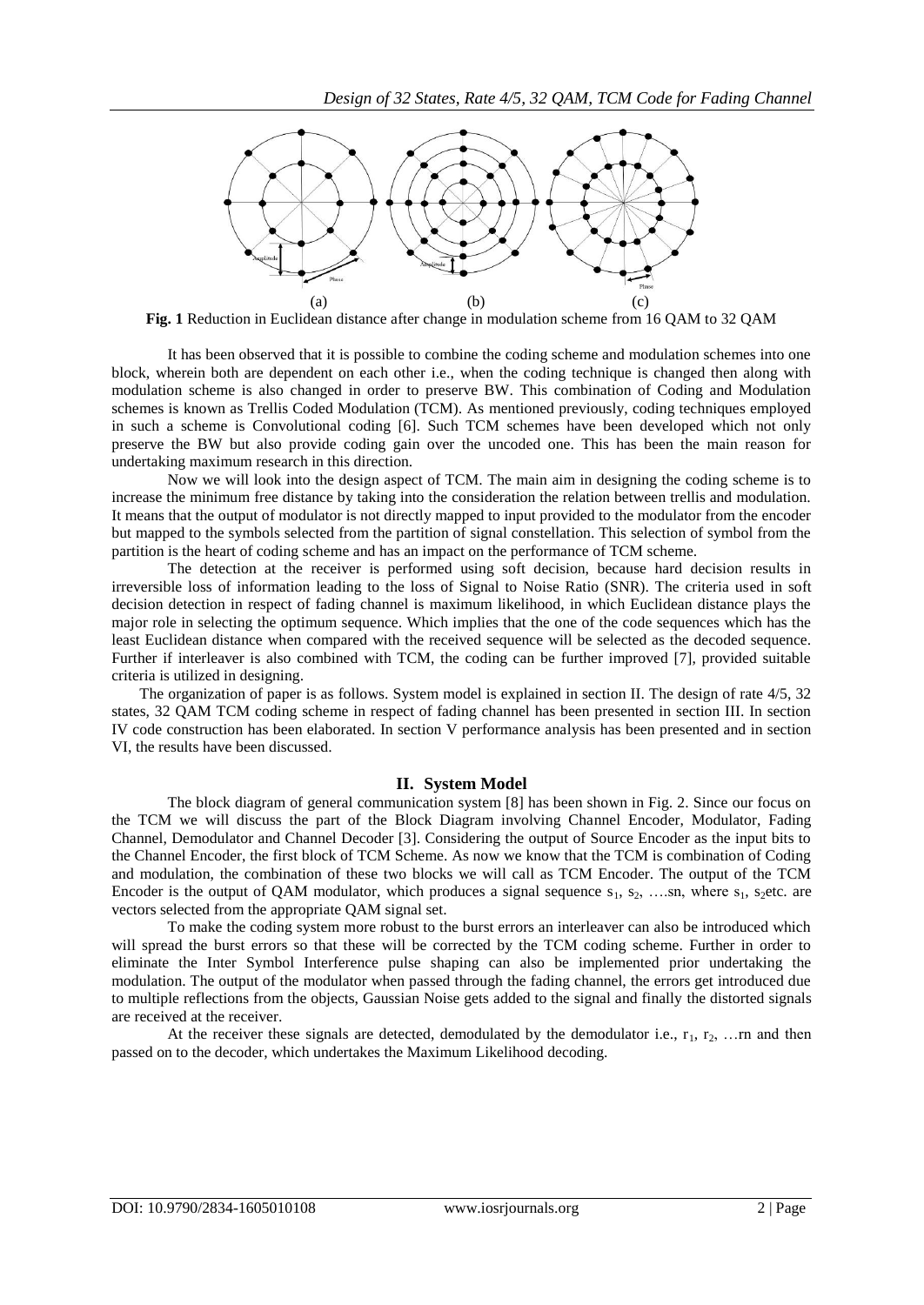(a) (b) (c)

**Fig. 1** Reduction in Euclidean distance after change in modulation scheme from 16 QAM to 32 QAM

It has been observed that it is possible to combine the coding scheme and modulation schemes into one block, wherein both are dependent on each other i.e., when the coding technique is changed then along with modulation scheme is also changed in order to preserve BW. This combination of Coding and Modulation schemes is known as Trellis Coded Modulation (TCM). As mentioned previously, coding techniques employed in such a scheme is Convolutional coding [6]. Such TCM schemes have been developed which not only preserve the BW but also provide coding gain over the uncoded one. This has been the main reason for undertaking maximum research in this direction.

Now we will look into the design aspect of TCM. The main aim in designing the coding scheme is to increase the minimum free distance by taking into the consideration the relation between trellis and modulation. It means that the output of modulator is not directly mapped to input provided to the modulator from the encoder but mapped to the symbols selected from the partition of signal constellation. This selection of symbol from the partition is the heart of coding scheme and has an impact on the performance of TCM scheme.

The detection at the receiver is performed using soft decision, because hard decision results in irreversible loss of information leading to the loss of Signal to Noise Ratio (SNR). The criteria used in soft decision detection in respect of fading channel is maximum likelihood, in which Euclidean distance plays the major role in selecting the optimum sequence. Which implies that the one of the code sequences which has the least Euclidean distance when compared with the received sequence will be selected as the decoded sequence. Further if interleaver is also combined with TCM, the coding can be further improved [7], provided suitable criteria is utilized in designing.

The organization of paper is as follows. System model is explained in section II. The design of rate 4/5, 32 states, 32 QAM TCM coding scheme in respect of fading channel has been presented in section III. In section IV code construction has been elaborated. In section V performance analysis has been presented and in section VI, the results have been discussed.

## II. System Model

The block diagram of general communication system [8] has been shown in Fig. 2. Since our focus on the TCM we will discuss the part of the Block Diagram involving Channel Encoder, Modulator, Fading Channel, Demodulator and Channel Decoder [3]. Considering the output of Source Encoder as the input bits to the Channel Encoder, the first block of TCM Scheme. As now we know that the TCM is combination of Coding and modulation, the combination of these two blocks we will call as TCM Encoder. The output of the TCM Encoder is the output of QAM modulator, which produces a signal sequence $s_1$, $s_2$, ….sn, where $s_1$, $s_2$etc. are vectors selected from the appropriate QAM signal set.

To make the coding system more robust to the burst errors an interleaver can also be introduced which will spread the burst errors so that these will be corrected by the TCM coding scheme. Further in order to eliminate the Inter Symbol Interference pulse shaping can also be implemented prior undertaking the modulation. The output of the modulator when passed through the fading channel, the errors get introduced due to multiple reflections from the objects, Gaussian Noise gets added to the signal and finally the distorted signals are received at the receiver.

At the receiver these signals are detected, demodulated by the demodulator i.e., $r_1$, $r_2$, …rn and then passed on to the decoder, which undertakes the Maximum Likelihood decoding.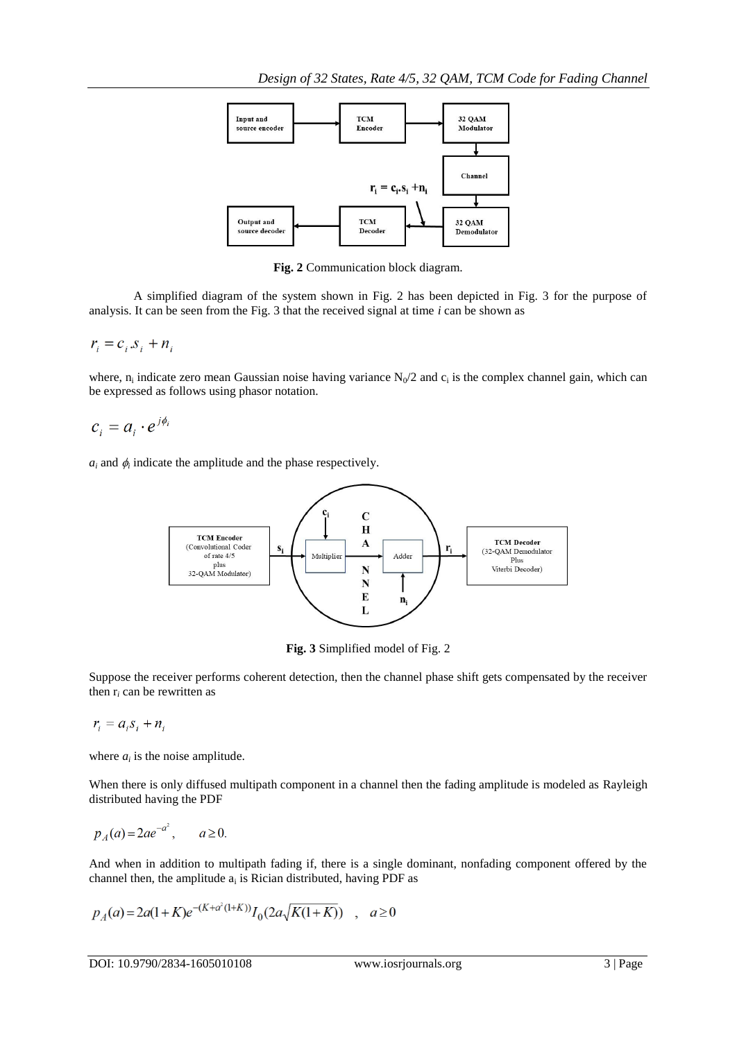Fig. 2 Communication block diagram.

A simplified diagram of the system shown in Fig. 2 has been depicted in Fig. 3 for the purpose of analysis. It can be seen from the Fig. 3 that the received signal at time *i* can be shown as

$$r_i = c_i . s_i + n_i$$

where, $n_i$ indicate zero mean Gaussian noise having variance $N_0/2$ and $c_i$ is the complex channel gain, which can be expressed as follows using phasor notation.

$$c_i = a_i \cdot e^{j\phi_i}$$

$a_i$ and $\phi_i$ indicate the amplitude and the phase respectively.

Fig. 3 Simplified model of Fig. 2

Suppose the receiver performs coherent detection, then the channel phase shift gets compensated by the receiver then $r_i$ can be rewritten as

$$r_i = a_i s_i + n_i$$

where $a_i$ is the noise amplitude.

When there is only diffused multipath component in a channel then the fading amplitude is modeled as Rayleigh distributed having the PDF

$$p_A(a) = 2ae^{-a^2}, \quad a \geq 0.$$

And when in addition to multipath fading if, there is a single dominant, nonfading component offered by the channel then, the amplitude $a_i$ is Rician distributed, having PDF as

$$p_A(a) = 2a(1+K)e^{-(K+a^2(1+K))} I_0(2a\sqrt{K(1+K)}) \quad , \quad a \geq 0$$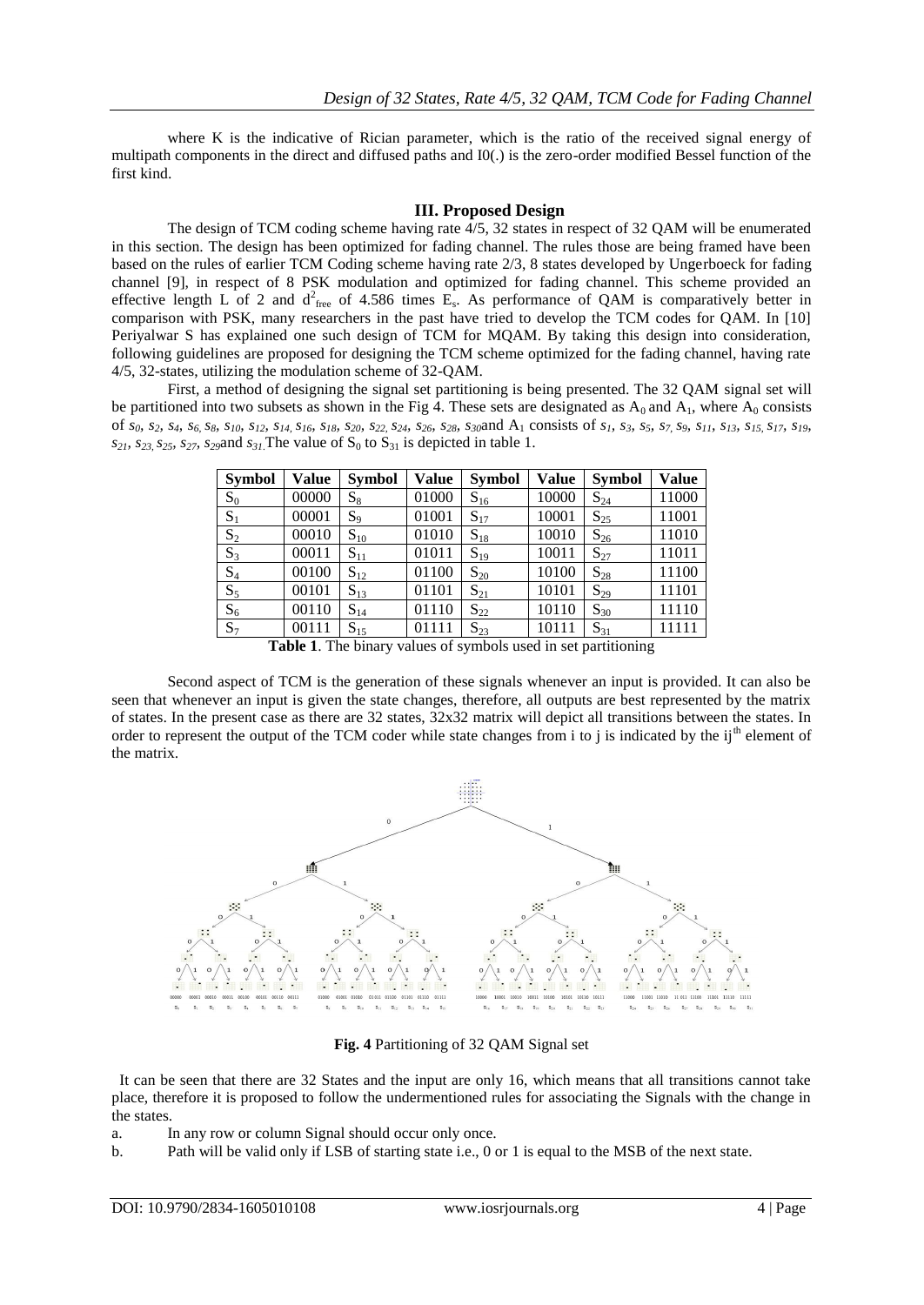where K is the indicative of Rician parameter, which is the ratio of the received signal energy of multipath components in the direct and diffused paths and I0(.) is the zero-order modified Bessel function of the first kind.

## III. Proposed Design

The design of TCM coding scheme having rate 4/5, 32 states in respect of 32 QAM will be enumerated in this section. The design has been optimized for fading channel. The rules those are being framed have been based on the rules of earlier TCM Coding scheme having rate 2/3, 8 states developed by Ungerboeck for fading channel [9], in respect of 8 PSK modulation and optimized for fading channel. This scheme provided an effective length L of 2 and $d^2_{free}$ of 4.586 times $E_s$. As performance of QAM is comparatively better in comparison with PSK, many researchers in the past have tried to develop the TCM codes for QAM. In [10] Periyalwar S has explained one such design of TCM for MQAM. By taking this design into consideration, following guidelines are proposed for designing the TCM scheme optimized for the fading channel, having rate 4/5, 32-states, utilizing the modulation scheme of 32-QAM.

First, a method of designing the signal set partitioning is being presented. The 32 QAM signal set will be partitioned into two subsets as shown in the Fig 4. These sets are designated as $A_0$ and $A_1$, where $A_0$ consists of $s_0$, $s_2$, $s_4$, $s_6$, $s_8$, $s_{10}$, $s_{12}$, $s_{14}$, $s_{16}$, $s_{18}$, $s_{20}$, $s_{22}$, $s_{24}$, $s_{26}$, $s_{28}$, $s_{30}$ and $A_1$ consists of $s_1$, $s_3$, $s_5$, $s_7$, $s_9$, $s_{11}$, $s_{13}$, $s_{15}$, $s_{17}$, $s_{19}$, $s_{21}$, $s_{23}$, $s_{25}$, $s_{27}$, $s_{29}$ and $s_{31}$. The value of $S_0$ to $S_{31}$ is depicted in table 1.

| Symbol | Value | Symbol | Value | Symbol | Value | Symbol | Value |
|---|---|---|---|---|---|---|---|
| $S_0$ | 00000 | $S_8$ | 01000 | $S_{16}$ | 10000 | $S_{24}$ | 11000 |
| $S_1$ | 00001 | $S_9$ | 01001 | $S_{17}$ | 10001 | $S_{25}$ | 11001 |
| $S_2$ | 00010 | $S_{10}$ | 01010 | $S_{18}$ | 10010 | $S_{26}$ | 11010 |
| $S_3$ | 00011 | $S_{11}$ | 01011 | $S_{19}$ | 10011 | $S_{27}$ | 11011 |
| $S_4$ | 00100 | $S_{12}$ | 01100 | $S_{20}$ | 10100 | $S_{28}$ | 11100 |
| $S_5$ | 00101 | $S_{13}$ | 01101 | $S_{21}$ | 10101 | $S_{29}$ | 11101 |
| $S_6$ | 00110 | $S_{14}$ | 01110 | $S_{22}$ | 10110 | $S_{30}$ | 11110 |
| $S_7$ | 00111 | $S_{15}$ | 01111 | $S_{23}$ | 10111 | $S_{31}$ | 11111 |

**Table 1**. The binary values of symbols used in set partitioning

Second aspect of TCM is the generation of these signals whenever an input is provided. It can also be seen that whenever an input is given the state changes, therefore, all outputs are best represented by the matrix of states. In the present case as there are 32 states, 32x32 matrix will depict all transitions between the states. In order to represent the output of the TCM coder while state changes from i to j is indicated by the ij[th] element of the matrix.

**Fig. 4** Partitioning of 32 QAM Signal set

It can be seen that there are 32 States and the input are only 16, which means that all transitions cannot take place, therefore it is proposed to follow the undermentioned rules for associating the Signals with the change in the states.

a. In any row or column Signal should occur only once.

b. Path will be valid only if LSB of starting state i.e., 0 or 1 is equal to the MSB of the next state.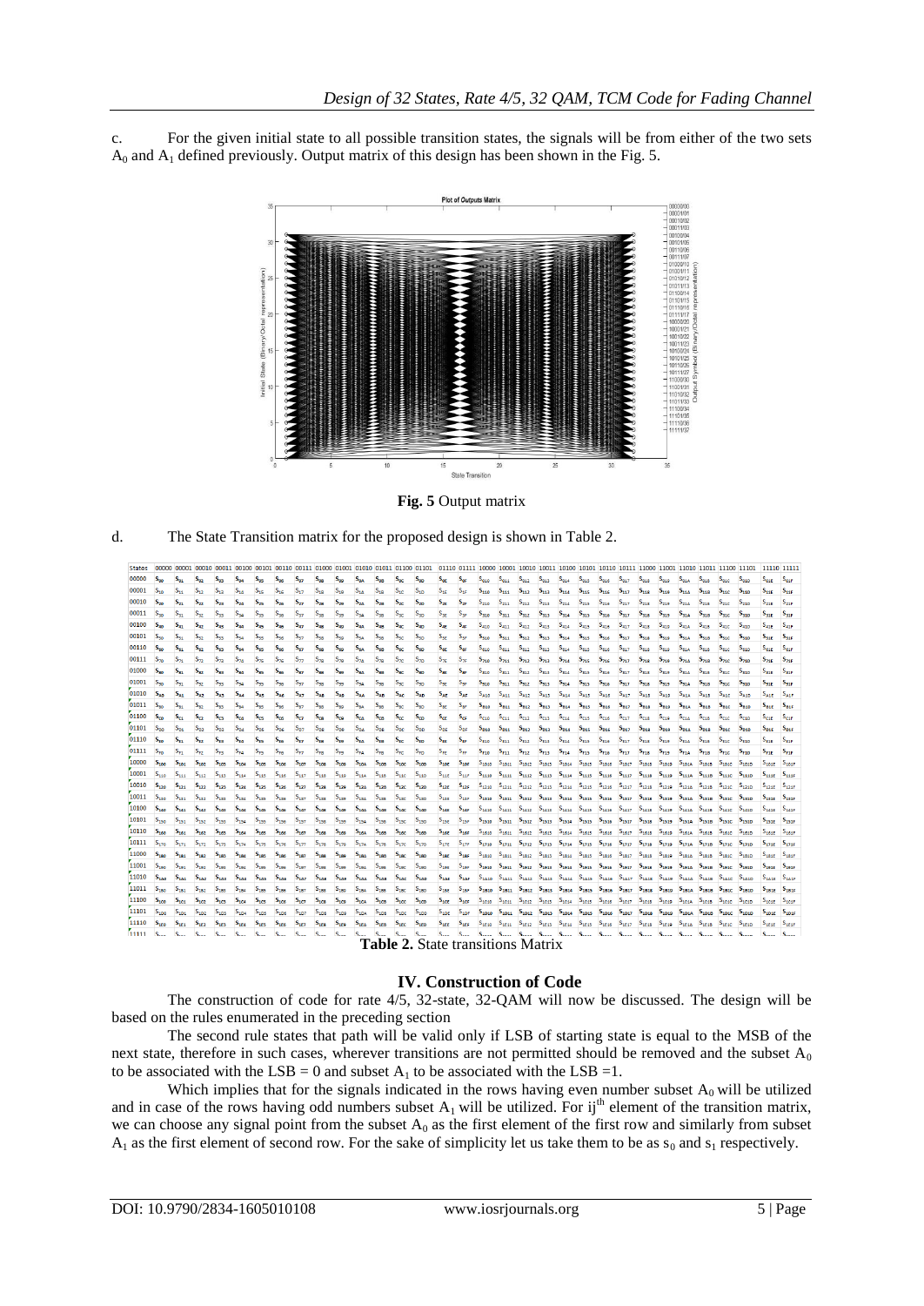c. For the given initial state to all possible transition states, the signals will be from either of the two sets $A_0$ and $A_1$ defined previously. Output matrix of this design has been shown in the Fig. 5.

**Fig. 5** Output matrix

d. The State Transition matrix for the proposed design is shown in Table 2.

| States | 00000 | 00001 | 00010 | 00011 | 00100 | 00101 | 00110 | 00111 | 01000 | 01001 | 01010 | 01011 | 01100 | 01101 | 01110 | 01111 | 10000 | 10001 | 10010 | 10011 | 10100 | 10101 | 10110 | 10111 | 11000 | 11001 | 11010 | 11011 | 11100 | 11101 | 11110 | 11111 |
|---|---|---|---|---|---|---|---|---|---|---|---|---|---|---|---|---|---|---|---|---|---|---|---|---|---|---|---|---|---|---|---|---|
| 00000 | $S_{00}$ | $S_{01}$ | $S_{02}$ | $S_{03}$ | $S_{04}$ | $S_{05}$ | $S_{06}$ | $S_{07}$ | $S_{08}$ | $S_{09}$ | $S_{0A}$ | $S_{0B}$ | $S_{0C}$ | $S_{0D}$ | $S_{0E}$ | $S_{0F}$ | $S_{010}$ | $S_{011}$ | $S_{012}$ | $S_{013}$ | $S_{014}$ | $S_{015}$ | $S_{016}$ | $S_{017}$ | $S_{018}$ | $S_{019}$ | $S_{01A}$ | $S_{01B}$ | $S_{01C}$ | $S_{01D}$ | $S_{01E}$ | $S_{01F}$ |
| 00001 | $S_{10}$ | $S_{11}$ | $S_{12}$ | $S_{13}$ | $S_{14}$ | $S_{15}$ | $S_{16}$ | $S_{17}$ | $S_{18}$ | $S_{19}$ | $S_{1A}$ | $S_{1B}$ | $S_{1C}$ | $S_{1D}$ | $S_{1E}$ | $S_{1F}$ | $S_{110}$ | $S_{111}$ | $S_{112}$ | $S_{113}$ | $S_{114}$ | $S_{115}$ | $S_{116}$ | $S_{117}$ | $S_{118}$ | $S_{119}$ | $S_{11A}$ | $S_{11B}$ | $S_{11C}$ | $S_{11D}$ | $S_{11E}$ | $S_{11F}$ |
| 00010 | $S_{20}$ | $S_{21}$ | $S_{22}$ | $S_{23}$ | $S_{24}$ | $S_{25}$ | $S_{26}$ | $S_{27}$ | $S_{28}$ | $S_{29}$ | $S_{2A}$ | $S_{2B}$ | $S_{2C}$ | $S_{2D}$ | $S_{2E}$ | $S_{2F}$ | $S_{210}$ | $S_{211}$ | $S_{212}$ | $S_{213}$ | $S_{214}$ | $S_{215}$ | $S_{216}$ | $S_{217}$ | $S_{218}$ | $S_{219}$ | $S_{21A}$ | $S_{21B}$ | $S_{21C}$ | $S_{21D}$ | $S_{21E}$ | $S_{21F}$ |
| 00011 | $S_{30}$ | $S_{31}$ | $S_{32}$ | $S_{33}$ | $S_{34}$ | $S_{35}$ | $S_{36}$ | $S_{37}$ | $S_{38}$ | $S_{39}$ | $S_{3A}$ | $S_{3B}$ | $S_{3C}$ | $S_{3D}$ | $S_{3E}$ | $S_{3F}$ | $S_{310}$ | $S_{311}$ | $S_{312}$ | $S_{313}$ | $S_{314}$ | $S_{315}$ | $S_{316}$ | $S_{317}$ | $S_{318}$ | $S_{319}$ | $S_{31A}$ | $S_{31B}$ | $S_{31C}$ | $S_{31D}$ | $S_{31E}$ | $S_{31F}$ |
| 00100 | $S_{40}$ | $S_{41}$ | $S_{42}$ | $S_{43}$ | $S_{44}$ | $S_{45}$ | $S_{46}$ | $S_{47}$ | $S_{48}$ | $S_{49}$ | $S_{4A}$ | $S_{4B}$ | $S_{4C}$ | $S_{4D}$ | $S_{4E}$ | $S_{4F}$ | $S_{410}$ | $S_{411}$ | $S_{412}$ | $S_{413}$ | $S_{414}$ | $S_{415}$ | $S_{416}$ | $S_{417}$ | $S_{418}$ | $S_{419}$ | $S_{41A}$ | $S_{41B}$ | $S_{41C}$ | $S_{41D}$ | $S_{41E}$ | $S_{41F}$ |
| 00101 | $S_{50}$ | $S_{51}$ | $S_{52}$ | $S_{53}$ | $S_{54}$ | $S_{55}$ | $S_{56}$ | $S_{57}$ | $S_{58}$ | $S_{59}$ | $S_{5A}$ | $S_{5B}$ | $S_{5C}$ | $S_{5D}$ | $S_{5E}$ | $S_{5F}$ | $S_{510}$ | $S_{511}$ | $S_{512}$ | $S_{513}$ | $S_{514}$ | $S_{515}$ | $S_{516}$ | $S_{517}$ | $S_{518}$ | $S_{519}$ | $S_{51A}$ | $S_{51B}$ | $S_{51C}$ | $S_{51D}$ | $S_{51E}$ | $S_{51F}$ |
| 00110 | $S_{60}$ | $S_{61}$ | $S_{62}$ | $S_{63}$ | $S_{64}$ | $S_{65}$ | $S_{66}$ | $S_{67}$ | $S_{68}$ | $S_{69}$ | $S_{6A}$ | $S_{6B}$ | $S_{6C}$ | $S_{6D}$ | $S_{6E}$ | $S_{6F}$ | $S_{610}$ | $S_{611}$ | $S_{612}$ | $S_{613}$ | $S_{614}$ | $S_{615}$ | $S_{616}$ | $S_{617}$ | $S_{618}$ | $S_{619}$ | $S_{61A}$ | $S_{61B}$ | $S_{61C}$ | $S_{61D}$ | $S_{61E}$ | $S_{61F}$ |
| 00111 | $S_{70}$ | $S_{71}$ | $S_{72}$ | $S_{73}$ | $S_{74}$ | $S_{75}$ | $S_{76}$ | $S_{77}$ | $S_{78}$ | $S_{79}$ | $S_{7A}$ | $S_{7B}$ | $S_{7C}$ | $S_{7D}$ | $S_{7E}$ | $S_{7F}$ | $S_{710}$ | $S_{711}$ | $S_{712}$ | $S_{713}$ | $S_{714}$ | $S_{715}$ | $S_{716}$ | $S_{717}$ | $S_{718}$ | $S_{719}$ | $S_{71A}$ | $S_{71B}$ | $S_{71C}$ | $S_{71D}$ | $S_{71E}$ | $S_{71F}$ |
| 01000 | $S_{80}$ | $S_{81}$ | $S_{82}$ | $S_{83}$ | $S_{84}$ | $S_{85}$ | $S_{86}$ | $S_{87}$ | $S_{88}$ | $S_{89}$ | $S_{8A}$ | $S_{8B}$ | $S_{8C}$ | $S_{8D}$ | $S_{8E}$ | $S_{8F}$ | $S_{810}$ | $S_{811}$ | $S_{812}$ | $S_{813}$ | $S_{814}$ | $S_{815}$ | $S_{816}$ | $S_{817}$ | $S_{818}$ | $S_{819}$ | $S_{81A}$ | $S_{81B}$ | $S_{81C}$ | $S_{81D}$ | $S_{81E}$ | $S_{81F}$ |
| 01001 | $S_{90}$ | $S_{91}$ | $S_{92}$ | $S_{93}$ | $S_{94}$ | $S_{95}$ | $S_{96}$ | $S_{97}$ | $S_{98}$ | $S_{99}$ | $S_{9A}$ | $S_{9B}$ | $S_{9C}$ | $S_{9D}$ | $S_{9E}$ | $S_{9F}$ | $S_{910}$ | $S_{911}$ | $S_{912}$ | $S_{913}$ | $S_{914}$ | $S_{915}$ | $S_{916}$ | $S_{917}$ | $S_{918}$ | $S_{919}$ | $S_{91A}$ | $S_{91B}$ | $S_{91C}$ | $S_{91D}$ | $S_{91E}$ | $S_{91F}$ |
| 01010 | $S_{A0}$ | $S_{A1}$ | $S_{A2}$ | $S_{A3}$ | $S_{A4}$ | $S_{A5}$ | $S_{A6}$ | $S_{A7}$ | $S_{A8}$ | $S_{A9}$ | $S_{AA}$ | $S_{AB}$ | $S_{AC}$ | $S_{AD}$ | $S_{AE}$ | $S_{AF}$ | $S_{A10}$ | $S_{A11}$ | $S_{A12}$ | $S_{A13}$ | $S_{A14}$ | $S_{A15}$ | $S_{A16}$ | $S_{A17}$ | $S_{A18}$ | $S_{A19}$ | $S_{A1A}$ | $S_{A1B}$ | $S_{A1C}$ | $S_{A1D}$ | $S_{A1E}$ | $S_{A1F}$ |
| 01011 | $S_{B0}$ | $S_{B1}$ | $S_{B2}$ | $S_{B3}$ | $S_{B4}$ | $S_{B5}$ | $S_{B6}$ | $S_{B7}$ | $S_{B8}$ | $S_{B9}$ | $S_{BA}$ | $S_{BB}$ | $S_{BC}$ | $S_{BD}$ | $S_{BE}$ | $S_{BF}$ | $S_{B10}$ | $S_{B11}$ | $S_{B12}$ | $S_{B13}$ | $S_{B14}$ | $S_{B15}$ | $S_{B16}$ | $S_{B17}$ | $S_{B18}$ | $S_{B19}$ | $S_{B1A}$ | $S_{B1B}$ | $S_{B1C}$ | $S_{B1D}$ | $S_{B1E}$ | $S_{B1F}$ |
| 01100 | $S_{C0}$ | $S_{C1}$ | $S_{C2}$ | $S_{C3}$ | $S_{C4}$ | $S_{C5}$ | $S_{C6}$ | $S_{C7}$ | $S_{C8}$ | $S_{C9}$ | $S_{CA}$ | $S_{CB}$ | $S_{CC}$ | $S_{CD}$ | $S_{CE}$ | $S_{CF}$ | $S_{C10}$ | $S_{C11}$ | $S_{C12}$ | $S_{C13}$ | $S_{C14}$ | $S_{C15}$ | $S_{C16}$ | $S_{C17}$ | $S_{C18}$ | $S_{C19}$ | $S_{C1A}$ | $S_{C1B}$ | $S_{C1C}$ | $S_{C1D}$ | $S_{C1E}$ | $S_{C1F}$ |
| 01101 | $S_{D0}$ | $S_{D1}$ | $S_{D2}$ | $S_{D3}$ | $S_{D4}$ | $S_{D5}$ | $S_{D6}$ | $S_{D7}$ | $S_{D8}$ | $S_{D9}$ | $S_{DA}$ | $S_{DB}$ | $S_{DC}$ | $S_{DD}$ | $S_{DE}$ | $S_{DF}$ | $S_{D10}$ | $S_{D11}$ | $S_{D12}$ | $S_{D13}$ | $S_{D14}$ | $S_{D15}$ | $S_{D16}$ | $S_{D17}$ | $S_{D18}$ | $S_{D19}$ | $S_{D1A}$ | $S_{D1B}$ | $S_{D1C}$ | $S_{D1D}$ | $S_{D1E}$ | $S_{D1F}$ |
| 01110 | $S_{E0}$ | $S_{E1}$ | $S_{E2}$ | $S_{E3}$ | $S_{E4}$ | $S_{E5}$ | $S_{E6}$ | $S_{E7}$ | $S_{E8}$ | $S_{E9}$ | $S_{EA}$ | $S_{EB}$ | $S_{EC}$ | $S_{ED}$ | $S_{EE}$ | $S_{EF}$ | $S_{E10}$ | $S_{E11}$ | $S_{E12}$ | $S_{E13}$ | $S_{E14}$ | $S_{E15}$ | $S_{E16}$ | $S_{E17}$ | $S_{E18}$ | $S_{E19}$ | $S_{E1A}$ | $S_{E1B}$ | $S_{E1C}$ | $S_{E1D}$ | $S_{E1E}$ | $S_{E1F}$ |
| 01111 | $S_{F0}$ | $S_{F1}$ | $S_{F2}$ | $S_{F3}$ | $S_{F4}$ | $S_{F5}$ | $S_{F6}$ | $S_{F7}$ | $S_{F8}$ | $S_{F9}$ | $S_{FA}$ | $S_{FB}$ | $S_{FC}$ | $S_{FD}$ | $S_{FE}$ | $S_{FF}$ | $S_{F10}$ | $S_{F11}$ | $S_{F12}$ | $S_{F13}$ | $S_{F14}$ | $S_{F15}$ | $S_{F16}$ | $S_{F17}$ | $S_{F18}$ | $S_{F19}$ | $S_{F1A}$ | $S_{F1B}$ | $S_{F1C}$ | $S_{F1D}$ | $S_{F1E}$ | $S_{F1F}$ |
| 10000 | $S_{100}$ | $S_{101}$ | $S_{102}$ | $S_{103}$ | $S_{104}$ | $S_{105}$ | $S_{106}$ | $S_{107}$ | $S_{108}$ | $S_{109}$ | $S_{10A}$ | $S_{10B}$ | $S_{10C}$ | $S_{10D}$ | $S_{10E}$ | $S_{10F}$ | $S_{1010}$ | $S_{1011}$ | $S_{1012}$ | $S_{1013}$ | $S_{1014}$ | $S_{1015}$ | $S_{1016}$ | $S_{1017}$ | $S_{1018}$ | $S_{1019}$ | $S_{101A}$ | $S_{101B}$ | $S_{101C}$ | $S_{101D}$ | $S_{101E}$ | $S_{101F}$ |
| 10001 | $S_{110}$ | $S_{111}$ | $S_{112}$ | $S_{113}$ | $S_{114}$ | $S_{115}$ | $S_{116}$ | $S_{117}$ | $S_{118}$ | $S_{119}$ | $S_{11A}$ | $S_{11B}$ | $S_{11C}$ | $S_{11D}$ | $S_{11E}$ | $S_{11F}$ | $S_{1110}$ | $S_{1111}$ | $S_{1112}$ | $S_{1113}$ | $S_{1114}$ | $S_{1115}$ | $S_{1116}$ | $S_{1117}$ | $S_{1118}$ | $S_{1119}$ | $S_{111A}$ | $S_{111B}$ | $S_{111C}$ | $S_{111D}$ | $S_{111E}$ | $S_{111F}$ |
| 10010 | $S_{120}$ | $S_{121}$ | $S_{122}$ | $S_{123}$ | $S_{124}$ | $S_{125}$ | $S_{126}$ | $S_{127}$ | $S_{128}$ | $S_{129}$ | $S_{12A}$ | $S_{12B}$ | $S_{12C}$ | $S_{12D}$ | $S_{12E}$ | $S_{12F}$ | $S_{1210}$ | $S_{1211}$ | $S_{1212}$ | $S_{1213}$ | $S_{1214}$ | $S_{1215}$ | $S_{1216}$ | $S_{1217}$ | $S_{1218}$ | $S_{1219}$ | $S_{121A}$ | $S_{121B}$ | $S_{121C}$ | $S_{121D}$ | $S_{121E}$ | $S_{121F}$ |
| 10011 | $S_{130}$ | $S_{131}$ | $S_{132}$ | $S_{133}$ | $S_{134}$ | $S_{135}$ | $S_{136}$ | $S_{137}$ | $S_{138}$ | $S_{139}$ | $S_{13A}$ | $S_{13B}$ | $S_{13C}$ | $S_{13D}$ | $S_{13E}$ | $S_{13F}$ | $S_{1310}$ | $S_{1311}$ | $S_{1312}$ | $S_{1313}$ | $S_{1314}$ | $S_{1315}$ | $S_{1316}$ | $S_{1317}$ | $S_{1318}$ | $S_{1319}$ | $S_{131A}$ | $S_{131B}$ | $S_{131C}$ | $S_{131D}$ | $S_{131E}$ | $S_{131F}$ |
| 10100 | $S_{140}$ | $S_{141}$ | $S_{142}$ | $S_{143}$ | $S_{144}$ | $S_{145}$ | $S_{146}$ | $S_{147}$ | $S_{148}$ | $S_{149}$ | $S_{14A}$ | $S_{14B}$ | $S_{14C}$ | $S_{14D}$ | $S_{14E}$ | $S_{14F}$ | $S_{1410}$ | $S_{1411}$ | $S_{1412}$ | $S_{1413}$ | $S_{1414}$ | $S_{1415}$ | $S_{1416}$ | $S_{1417}$ | $S_{1418}$ | $S_{1419}$ | $S_{141A}$ | $S_{141B}$ | $S_{141C}$ | $S_{141D}$ | $S_{141E}$ | $S_{141F}$ |
| 10101 | $S_{150}$ | $S_{151}$ | $S_{152}$ | $S_{153}$ | $S_{154}$ | $S_{155}$ | $S_{156}$ | $S_{157}$ | $S_{158}$ | $S_{159}$ | $S_{15A}$ | $S_{15B}$ | $S_{15C}$ | $S_{15D}$ | $S_{15E}$ | $S_{15F}$ | $S_{1510}$ | $S_{1511}$ | $S_{1512}$ | $S_{1513}$ | $S_{1514}$ | $S_{1515}$ | $S_{1516}$ | $S_{1517}$ | $S_{1518}$ | $S_{1519}$ | $S_{151A}$ | $S_{151B}$ | $S_{151C}$ | $S_{151D}$ | $S_{151E}$ | $S_{151F}$ |
| 10110 | $S_{160}$ | $S_{161}$ | $S_{162}$ | $S_{163}$ | $S_{164}$ | $S_{165}$ | $S_{166}$ | $S_{167}$ | $S_{168}$ | $S_{169}$ | $S_{16A}$ | $S_{16B}$ | $S_{16C}$ | $S_{16D}$ | $S_{16E}$ | $S_{16F}$ | $S_{1610}$ | $S_{1611}$ | $S_{1612}$ | $S_{1613}$ | $S_{1614}$ | $S_{1615}$ | $S_{1616}$ | $S_{1617}$ | $S_{1618}$ | $S_{1619}$ | $S_{161A}$ | $S_{161B}$ | $S_{161C}$ | $S_{161D}$ | $S_{161E}$ | $S_{161F}$ |
| 10111 | $S_{170}$ | $S_{171}$ | $S_{172}$ | $S_{173}$ | $S_{174}$ | $S_{175}$ | $S_{176}$ | $S_{177}$ | $S_{178}$ | $S_{179}$ | $S_{17A}$ | $S_{17B}$ | $S_{17C}$ | $S_{17D}$ | $S_{17E}$ | $S_{17F}$ | $S_{1710}$ | $S_{1711}$ | $S_{1712}$ | $S_{1713}$ | $S_{1714}$ | $S_{1715}$ | $S_{1716}$ | $S_{1717}$ | $S_{1718}$ | $S_{1719}$ | $S_{171A}$ | $S_{171B}$ | $S_{171C}$ | $S_{171D}$ | $S_{171E}$ | $S_{171F}$ |
| 11000 | $S_{180}$ | $S_{181}$ | $S_{182}$ | $S_{183}$ | $S_{184}$ | $S_{185}$ | $S_{186}$ | $S_{187}$ | $S_{188}$ | $S_{189}$ | $S_{18A}$ | $S_{18B}$ | $S_{18C}$ | $S_{18D}$ | $S_{18E}$ | $S_{18F}$ | $S_{1810}$ | $S_{1811}$ | $S_{1812}$ | $S_{1813}$ | $S_{1814}$ | $S_{1815}$ | $S_{1816}$ | $S_{1817}$ | $S_{1818}$ | $S_{1819}$ | $S_{181A}$ | $S_{181B}$ | $S_{181C}$ | $S_{181D}$ | $S_{181E}$ | $S_{181F}$ |
| 11001 | $S_{190}$ | $S_{191}$ | $S_{192}$ | $S_{193}$ | $S_{194}$ | $S_{195}$ | $S_{196}$ | $S_{197}$ | $S_{198}$ | $S_{199}$ | $S_{19A}$ | $S_{19B}$ | $S_{19C}$ | $S_{19D}$ | $S_{19E}$ | $S_{19F}$ | $S_{1910}$ | $S_{1911}$ | $S_{1912}$ | $S_{1913}$ | $S_{1914}$ | $S_{1915}$ | $S_{1916}$ | $S_{1917}$ | $S_{1918}$ | $S_{1919}$ | $S_{191A}$ | $S_{191B}$ | $S_{191C}$ | $S_{191D}$ | $S_{191E}$ | $S_{191F}$ |
| 11010 | $S_{1A0}$ | $S_{1A1}$ | $S_{1A2}$ | $S_{1A3}$ | $S_{1A4}$ | $S_{1A5}$ | $S_{1A6}$ | $S_{1A7}$ | $S_{1A8}$ | $S_{1A9}$ | $S_{1AA}$ | $S_{1AB}$ | $S_{1AC}$ | $S_{1AD}$ | $S_{1AE}$ | $S_{1AF}$ | $S_{1A10}$ | $S_{1A11}$ | $S_{1A12}$ | $S_{1A13}$ | $S_{1A14}$ | $S_{1A15}$ | $S_{1A16}$ | $S_{1A17}$ | $S_{1A18}$ | $S_{1A19}$ | $S_{1A1A}$ | $S_{1A1B}$ | $S_{1A1C}$ | $S_{1A1D}$ | $S_{1A1E}$ | $S_{1A1F}$ |
| 11011 | $S_{1B0}$ | $S_{1B1}$ | $S_{1B2}$ | $S_{1B3}$ | $S_{1B4}$ | $S_{1B5}$ | $S_{1B6}$ | $S_{1B7}$ | $S_{1B8}$ | $S_{1B9}$ | $S_{1BA}$ | $S_{1BB}$ | $S_{1BC}$ | $S_{1BD}$ | $S_{1BE}$ | $S_{1BF}$ | $S_{1B10}$ | $S_{1B11}$ | $S_{1B12}$ | $S_{1B13}$ | $S_{1B14}$ | $S_{1B15}$ | $S_{1B16}$ | $S_{1B17}$ | $S_{1B18}$ | $S_{1B19}$ | $S_{1B1A}$ | $S_{1B1B}$ | $S_{1B1C}$ | $S_{1B1D}$ | $S_{1B1E}$ | $S_{1B1F}$ |
| 11100 | $S_{1C0}$ | $S_{1C1}$ | $S_{1C2}$ | $S_{1C3}$ | $S_{1C4}$ | $S_{1C5}$ | $S_{1C6}$ | $S_{1C7}$ | $S_{1C8}$ | $S_{1C9}$ | $S_{1CA}$ | $S_{1CB}$ | $S_{1CC}$ | $S_{1CD}$ | $S_{1CE}$ | $S_{1CF}$ | $S_{1C10}$ | $S_{1C11}$ | $S_{1C12}$ | $S_{1C13}$ | $S_{1C14}$ | $S_{1C15}$ | $S_{1C16}$ | $S_{1C17}$ | $S_{1C18}$ | $S_{1C19}$ | $S_{1C1A}$ | $S_{1C1B}$ | $S_{1C1C}$ | $S_{1C1D}$ | $S_{1C1E}$ | $S_{1C1F}$ |
| 11101 | $S_{1D0}$ | $S_{1D1}$ | $S_{1D2}$ | $S_{1D3}$ | $S_{1D4}$ | $S_{1D5}$ | $S_{1D6}$ | $S_{1D7}$ | $S_{1D8}$ | $S_{1D9}$ | $S_{1DA}$ | $S_{1DB}$ | $S_{1DC}$ | $S_{1DD}$ | $S_{1DE}$ | $S_{1DF}$ | $S_{1D10}$ | $S_{1D11}$ | $S_{1D12}$ | $S_{1D13}$ | $S_{1D14}$ | $S_{1D15}$ | $S_{1D16}$ | $S_{1D17}$ | $S_{1D18}$ | $S_{1D19}$ | $S_{1D1A}$ | $S_{1D1B}$ | $S_{1D1C}$ | $S_{1D1D}$ | $S_{1D1E}$ | $S_{1D1F}$ |
| 11110 | $S_{1E0}$ | $S_{1E1}$ | $S_{1E2}$ | $S_{1E3}$ | $S_{1E4}$ | $S_{1E5}$ | $S_{1E6}$ | $S_{1E7}$ | $S_{1E8}$ | $S_{1E9}$ | $S_{1EA}$ | $S_{1EB}$ | $S_{1EC}$ | $S_{1ED}$ | $S_{1EE}$ | $S_{1EF}$ | $S_{1E10}$ | $S_{1E11}$ | $S_{1E12}$ | $S_{1E13}$ | $S_{1E14}$ | $S_{1E15}$ | $S_{1E16}$ | $S_{1E17}$ | $S_{1E18}$ | $S_{1E19}$ | $S_{1E1A}$ | $S_{1E1B}$ | $S_{1E1C}$ | $S_{1E1D}$ | $S_{1E1E}$ | $S_{1E1F}$ |
| 11111 | $S_{1F0}$ | $S_{1F1}$ | $S_{1F2}$ | $S_{1F3}$ | $S_{1F4}$ | $S_{1F5}$ | $S_{1F6}$ | $S_{1F7}$ | $S_{1F8}$ | $S_{1F9}$ | $S_{1FA}$ | $S_{1FB}$ | $S_{1FC}$ | $S_{1FD}$ | $S_{1FE}$ | $S_{1FF}$ | $S_{1F10}$ | $S_{1F11}$ | $S_{1F12}$ | $S_{1F13}$ | $S_{1F14}$ | $S_{1F15}$ | $S_{1F16}$ | $S_{1F17}$ | $S_{1F18}$ | $S_{1F19}$ | $S_{1F1A}$ | $S_{1F1B}$ | $S_{1F1C}$ | $S_{1F1D}$ | $S_{1F1E}$ | $S_{1F1F}$ |

**Table 2.** State transitions Matrix

## IV. Construction of Code

The construction of code for rate 4/5, 32-state, 32-QAM will now be discussed. The design will be based on the rules enumerated in the preceding section

The second rule states that path will be valid only if LSB of starting state is equal to the MSB of the next state, therefore in such cases, wherever transitions are not permitted should be removed and the subset $A_0$ to be associated with the LSB = 0 and subset $A_1$ to be associated with the LSB =1.

Which implies that for the signals indicated in the rows having even number subset $A_0$ will be utilized and in case of the rows having odd numbers subset $A_1$ will be utilized. For $ij^{th}$ element of the transition matrix, we can choose any signal point from the subset $A_0$ as the first element of the first row and similarly from subset $A_1$ as the first element of second row. For the sake of simplicity let us take them to be as $s_0$ and $s_1$ respectively.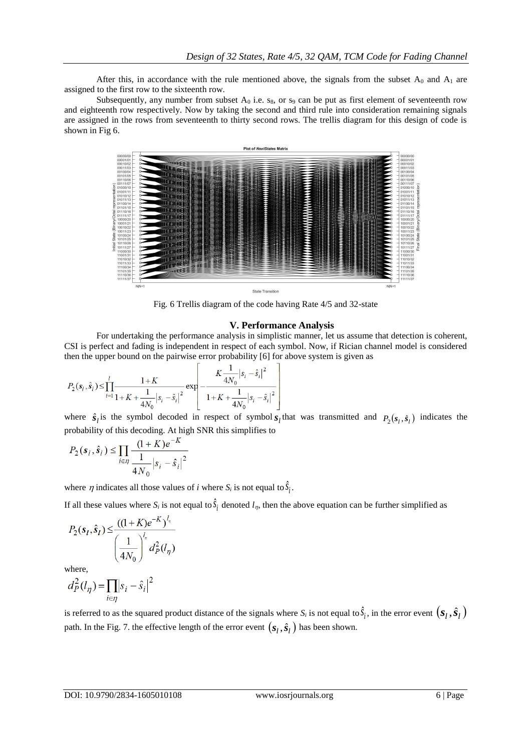After this, in accordance with the rule mentioned above, the signals from the subset $A_0$ and $A_1$ are assigned to the first row to the sixteenth row.

Subsequently, any number from subset $A_0$ i.e. $s_8$, or $s_9$ can be put as first element of seventeenth row and eighteenth row respectively. Now by taking the second and third rule into consideration remaining signals are assigned in the rows from seventeenth to thirty second rows. The trellis diagram for this design of code is shown in Fig 6.

Fig. 6 Trellis diagram of the code having Rate 4/5 and 32-state

## V. Performance Analysis

For undertaking the performance analysis in simplistic manner, let us assume that detection is coherent, CSI is perfect and fading is independent in respect of each symbol. Now, if Rician channel model is considered then the upper bound on the pairwise error probability [6] for above system is given as

$$P_2(\boldsymbol{s}_l, \hat{\boldsymbol{s}}_l) \le \prod_{i=1}^{l} \frac{1+K}{1+K+\frac{1}{4N_0}|s_i - \hat{s}_i|^2} \exp\left[-\frac{K\frac{1}{4N_0}|s_i - \hat{s}_i|^2}{1+K+\frac{1}{4N_0}|s_i - \hat{s}_i|^2}\right]$$

where $\hat{\boldsymbol{s}}_l$ is the symbol decoded in respect of symbol $\boldsymbol{s}_l$ that was transmitted and $P_2(\boldsymbol{s}_l, \hat{\boldsymbol{s}}_l)$ indicates the probability of this decoding. At high SNR this simplifies to

$$P_2(\boldsymbol{s}_l, \hat{\boldsymbol{s}}_l) \le \prod_{i \in \eta} \frac{(1+K)e^{-K}}{\frac{1}{4N_0}|s_i - \hat{s}_i|^2}$$

where $\eta$ indicates all those values of $i$ where $S_i$ is not equal to $\hat{s}_i$.

If all these values where $S_i$ is not equal to $\hat{s}_i$ denoted $l_\eta$, then the above equation can be further simplified as

$$P_2(\boldsymbol{s}_l, \hat{\boldsymbol{s}}_l) \le \frac{((1+K)e^{-K})^{l_\eta}}{\left(\frac{1}{4N_0}\right)^{l_\eta} d_P^2(l_\eta)}$$

where,

$$d_P^2(l_\eta) = \prod_{i \in \eta} |s_i - \hat{s}_i|^2$$

is referred to as the squared product distance of the signals where $S_i$ is not equal to $\hat{s}_i$, in the error event $(\boldsymbol{s}_l, \hat{\boldsymbol{s}}_l)$ path. In the Fig. 7. the effective length of the error event $(\boldsymbol{s}_l, \hat{\boldsymbol{s}}_l)$ has been shown.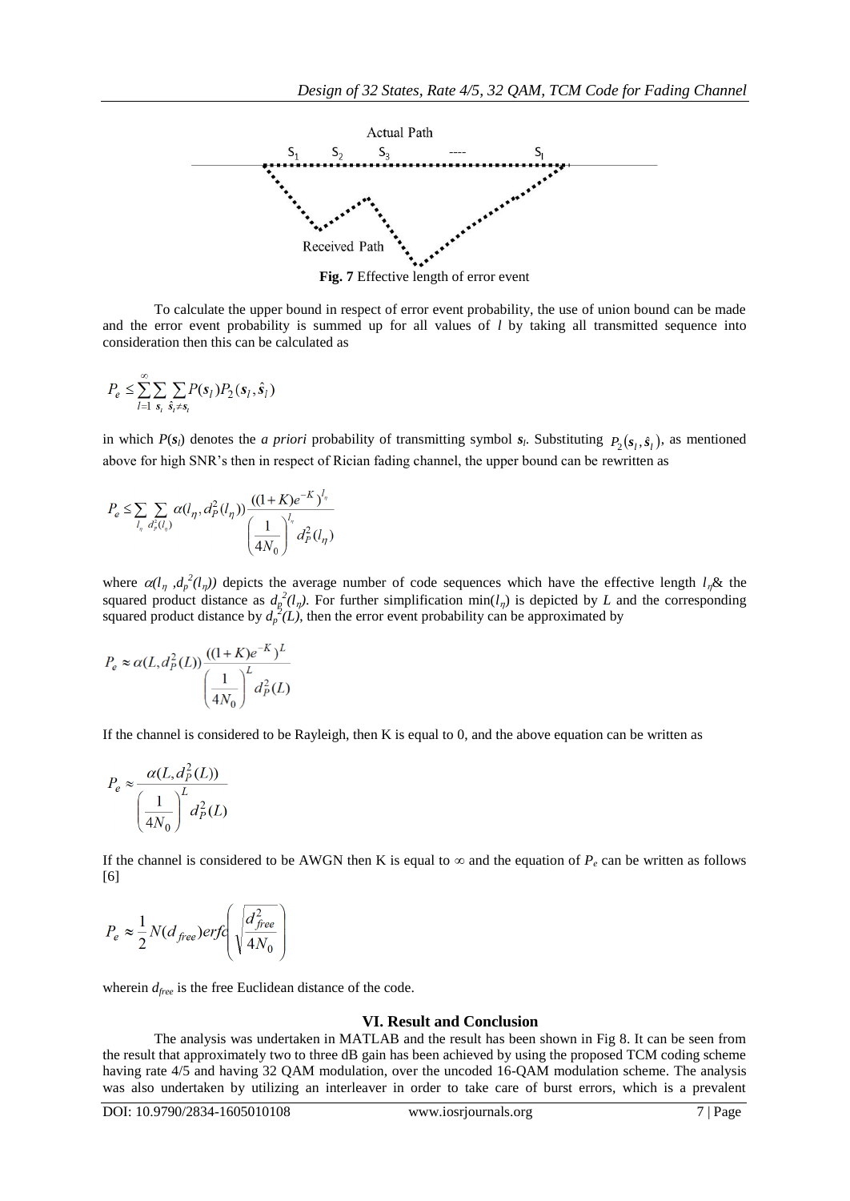Actual Path

$S_1$ $S_2$ $S_3$ ---- $S_l$

Received Path

**Fig. 7** Effective length of error event

To calculate the upper bound in respect of error event probability, the use of union bound can be made and the error event probability is summed up for all values of *l* by taking all transmitted sequence into consideration then this can be calculated as

$$P_e \leq \sum_{l=1}^{\infty} \sum_{\mathbf{s}_l} \sum_{\hat{\mathbf{s}}_l \neq \mathbf{s}_l} P(\mathbf{s}_l) P_2(\mathbf{s}_l, \hat{\mathbf{s}}_l)$$

in which $P(\mathbf{s}_l)$ denotes the *a priori* probability of transmitting symbol $\mathbf{s}_l$. Substituting $P_2(\mathbf{s}_l, \hat{\mathbf{s}}_l)$, as mentioned above for high SNR's then in respect of Rician fading channel, the upper bound can be rewritten as

$$P_e \leq \sum_{l_\eta} \sum_{d_p^2(l_\eta)} \alpha(l_\eta, d_P^2(l_\eta)) \frac{((1+K)e^{-K})^{l_\eta}}{\left(\frac{1}{4N_0}\right)^{l_\eta} d_P^2(l_\eta)}$$

where $\alpha(l_\eta, d_p^2(l_\eta))$ depicts the average number of code sequences which have the effective length $l_\eta$& the squared product distance as $d_p^2(l_\eta)$. For further simplification $\min(l_\eta)$ is depicted by $L$ and the corresponding squared product distance by $d_p^2(L)$, then the error event probability can be approximated by

$$P_e \approx \alpha(L, d_P^2(L)) \frac{((1+K)e^{-K})^{L}}{\left(\frac{1}{4N_0}\right)^{L} d_P^2(L)}$$

If the channel is considered to be Rayleigh, then K is equal to 0, and the above equation can be written as

$$P_e \approx \frac{\alpha(L, d_P^2(L))}{\left(\frac{1}{4N_0}\right)^{L} d_P^2(L)}$$

If the channel is considered to be AWGN then K is equal to $\infty$ and the equation of $P_e$ can be written as follows [6]

$$P_e \approx \frac{1}{2} N(d_{free}) erfc\left(\sqrt{\frac{d_{free}^2}{4N_0}}\right)$$

wherein $d_{free}$ is the free Euclidean distance of the code.

## VI. Result and Conclusion

The analysis was undertaken in MATLAB and the result has been shown in Fig 8. It can be seen from the result that approximately two to three dB gain has been achieved by using the proposed TCM coding scheme having rate 4/5 and having 32 QAM modulation, over the uncoded 16-QAM modulation scheme. The analysis was also undertaken by utilizing an interleaver in order to take care of burst errors, which is a prevalent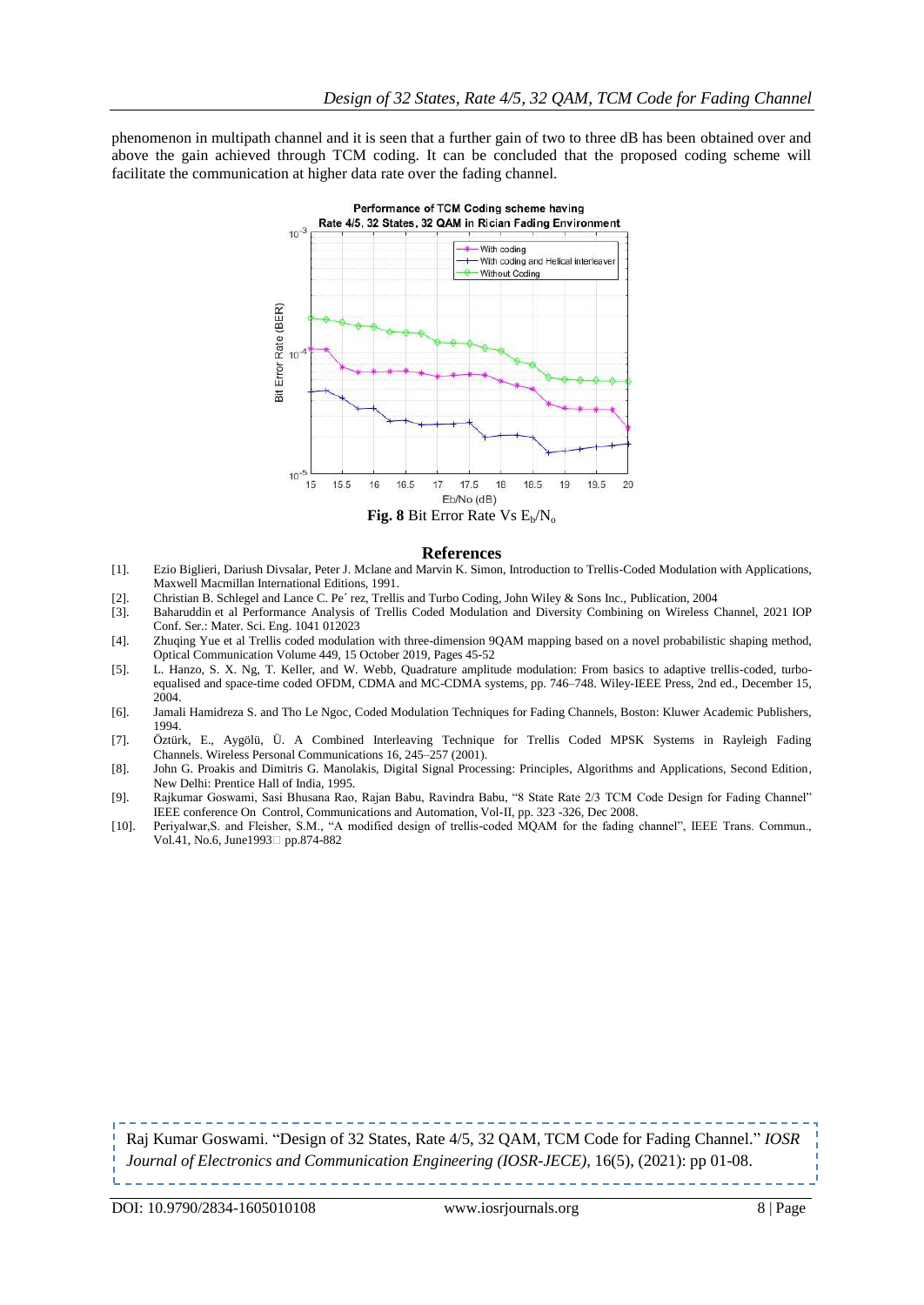phenomenon in multipath channel and it is seen that a further gain of two to three dB has been obtained over and above the gain achieved through TCM coding. It can be concluded that the proposed coding scheme will facilitate the communication at higher data rate over the fading channel.

Performance of TCM Coding scheme having
Rate 4/5, 32 States, 32 QAM in Rician Fading Environment

With coding
With coding and Helical interleaver
Without Coding

Bit Error Rate (BER)

$10^{-3}$
$10^{-4}$
$10^{-5}$

15 15.5 16 16.5 17 17.5 18 18.5 19 19.5 20

Eb/No (dB)

**Fig. 8** Bit Error Rate Vs $E_b/N_o$

## References

[1]. Ezio Biglieri, Dariush Divsalar, Peter J. Mclane and Marvin K. Simon, Introduction to Trellis-Coded Modulation with Applications, Maxwell Macmillan International Editions, 1991.

[2]. Christian B. Schlegel and Lance C. Pe´ rez, Trellis and Turbo Coding, John Wiley & Sons Inc., Publication, 2004

[3]. Baharuddin et al Performance Analysis of Trellis Coded Modulation and Diversity Combining on Wireless Channel, 2021 IOP Conf. Ser.: Mater. Sci. Eng. 1041 012023

[4]. Zhuqing Yue et al Trellis coded modulation with three-dimension 9QAM mapping based on a novel probabilistic shaping method, Optical Communication Volume 449, 15 October 2019, Pages 45-52

[5]. L. Hanzo, S. X. Ng, T. Keller, and W. Webb, Quadrature amplitude modulation: From basics to adaptive trellis-coded, turbo-equalised and space-time coded OFDM, CDMA and MC-CDMA systems, pp. 746–748. Wiley-IEEE Press, 2nd ed., December 15, 2004.

[6]. Jamali Hamidreza S. and Tho Le Ngoc, Coded Modulation Techniques for Fading Channels, Boston: Kluwer Academic Publishers, 1994.

[7]. Öztürk, E., Aygölü, Ü. A Combined Interleaving Technique for Trellis Coded MPSK Systems in Rayleigh Fading Channels. Wireless Personal Communications 16, 245–257 (2001).

[8]. John G. Proakis and Dimitris G. Manolakis, Digital Signal Processing: Principles, Algorithms and Applications, Second Edition, New Delhi: Prentice Hall of India, 1995.

[9]. Rajkumar Goswami, Sasi Bhusana Rao, Rajan Babu, Ravindra Babu, "8 State Rate 2/3 TCM Code Design for Fading Channel" IEEE conference On Control, Communications and Automation, Vol-II, pp. 323 -326, Dec 2008.

[10]. Periyalwar,S. and Fleisher, S.M., "A modified design of trellis-coded MQAM for the fading channel", IEEE Trans. Commun., Vol.41, No.6, June1993 pp.874-882

Raj Kumar Goswami. "Design of 32 States, Rate 4/5, 32 QAM, TCM Code for Fading Channel." *IOSR Journal of Electronics and Communication Engineering (IOSR-JECE),* 16(5), (2021): pp 01-08.